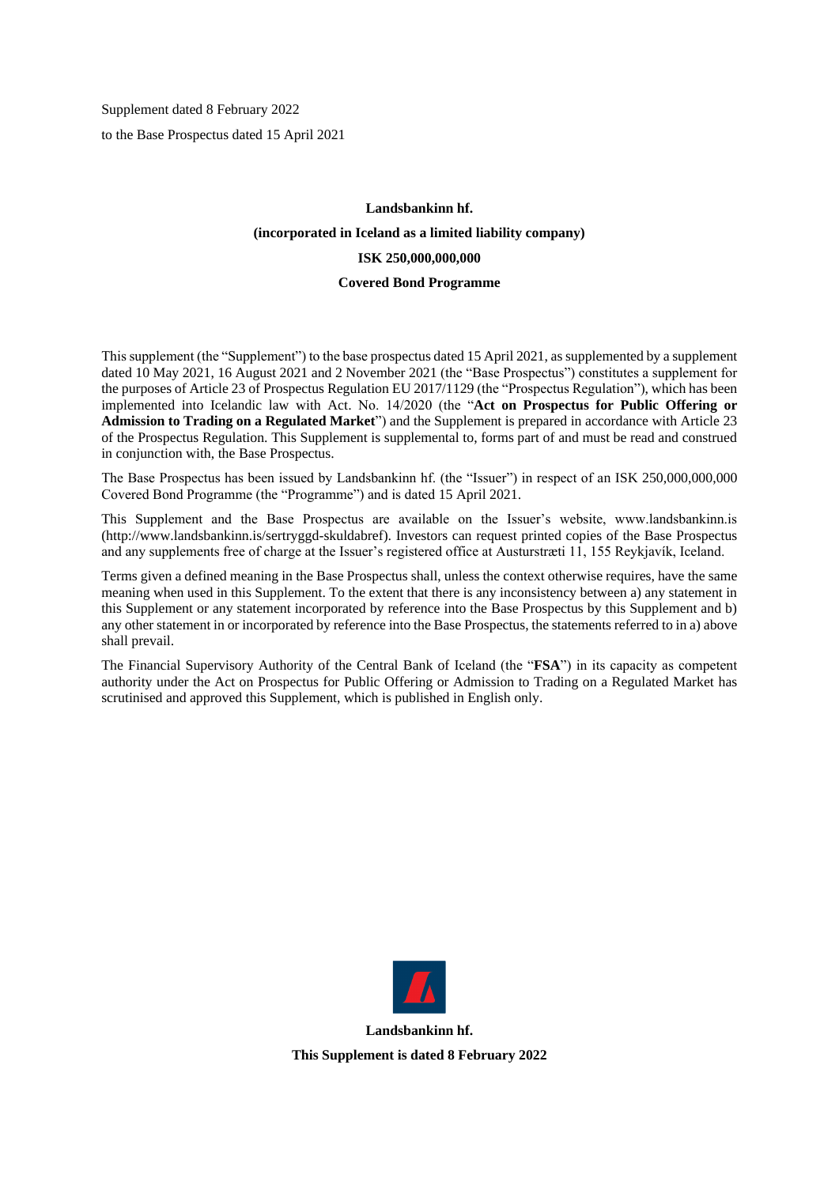Supplement dated 8 February 2022

to the Base Prospectus dated 15 April 2021

**Landsbankinn hf.**

**(incorporated in Iceland as a limited liability company)**

**ISK 250,000,000,000**

**Covered Bond Programme**

This supplement (the "Supplement") to the base prospectus dated 15 April 2021, as supplemented by a supplement dated 10 May 2021, 16 August 2021 and 2 November 2021 (the "Base Prospectus") constitutes a supplement for the purposes of Article 23 of Prospectus Regulation EU 2017/1129 (the "Prospectus Regulation"), which has been implemented into Icelandic law with Act. No. 14/2020 (the "**Act on Prospectus for Public Offering or Admission to Trading on a Regulated Market**") and the Supplement is prepared in accordance with Article 23 of the Prospectus Regulation. This Supplement is supplemental to, forms part of and must be read and construed in conjunction with, the Base Prospectus.

The Base Prospectus has been issued by Landsbankinn hf. (the "Issuer") in respect of an ISK 250,000,000,000 Covered Bond Programme (the "Programme") and is dated 15 April 2021.

This Supplement and the Base Prospectus are available on the Issuer's website, www.landsbankinn.is (http://www.landsbankinn.is/sertryggd-skuldabref). Investors can request printed copies of the Base Prospectus and any supplements free of charge at the Issuer's registered office at Austurstræti 11, 155 Reykjavík, Iceland.

Terms given a defined meaning in the Base Prospectus shall, unless the context otherwise requires, have the same meaning when used in this Supplement. To the extent that there is any inconsistency between a) any statement in this Supplement or any statement incorporated by reference into the Base Prospectus by this Supplement and b) any other statement in or incorporated by reference into the Base Prospectus, the statements referred to in a) above shall prevail.

The Financial Supervisory Authority of the Central Bank of Iceland (the "**FSA**") in its capacity as competent authority under the Act on Prospectus for Public Offering or Admission to Trading on a Regulated Market has scrutinised and approved this Supplement, which is published in English only.

**Landsbankinn hf.**

**This Supplement is dated 8 February 2022**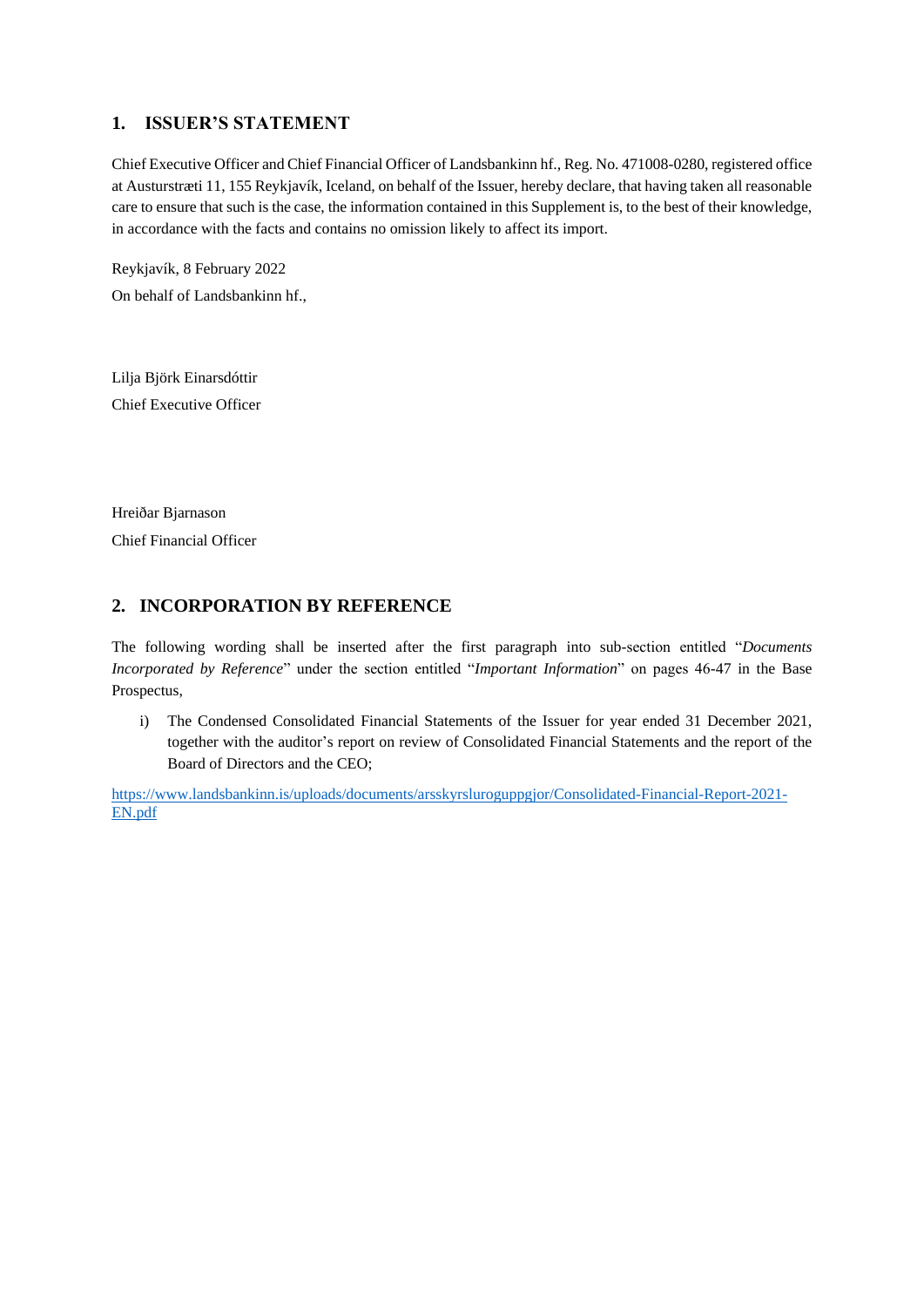## 1. ISSUER'S STATEMENT

Chief Executive Officer and Chief Financial Officer of Landsbankinn hf., Reg. No. 471008-0280, registered office at Austurstræti 11, 155 Reykjavík, Iceland, on behalf of the Issuer, hereby declare, that having taken all reasonable care to ensure that such is the case, the information contained in this Supplement is, to the best of their knowledge, in accordance with the facts and contains no omission likely to affect its import.

Reykjavík, 8 February 2022

On behalf of Landsbankinn hf.,

Lilja Björk Einarsdóttir

Chief Executive Officer

Hreiðar Bjarnason

Chief Financial Officer

## 2. INCORPORATION BY REFERENCE

The following wording shall be inserted after the first paragraph into sub-section entitled "*Documents Incorporated by Reference*" under the section entitled "*Important Information*" on pages 46-47 in the Base Prospectus,

i) The Condensed Consolidated Financial Statements of the Issuer for year ended 31 December 2021, together with the auditor's report on review of Consolidated Financial Statements and the report of the Board of Directors and the CEO;

https://www.landsbankinn.is/uploads/documents/arsskyrsluroguppgjor/Consolidated-Financial-Report-2021-EN.pdf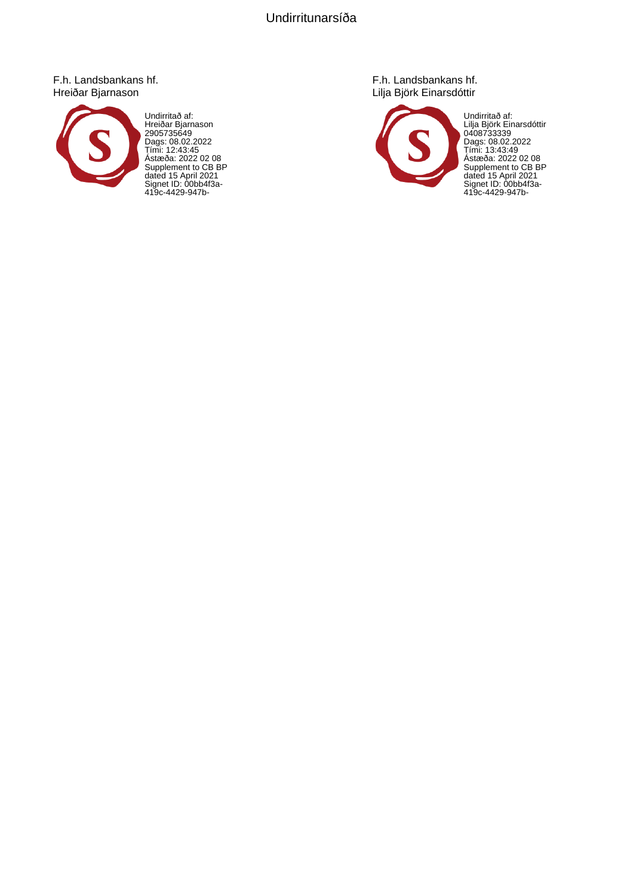# Undirritunarsíða

F.h. Landsbankans hf.
Hreiðar Bjarnason

Undirritað af:
Hreiðar Bjarnason
2905735649
Dags: 08.02.2022
Tími: 12:43:45
Ástæða: 2022 02 08
Supplement to CB BP
dated 15 April 2021
Signet ID: 00bb4f3a-
419c-4429-947b-

F.h. Landsbankans hf.
Lilja Björk Einarsdóttir

Undirritað af:
Lilja Björk Einarsdóttir
0408733339
Dags: 08.02.2022
Tími: 13:43:49
Ástæða: 2022 02 08
Supplement to CB BP
dated 15 April 2021
Signet ID: 00bb4f3a-
419c-4429-947b-